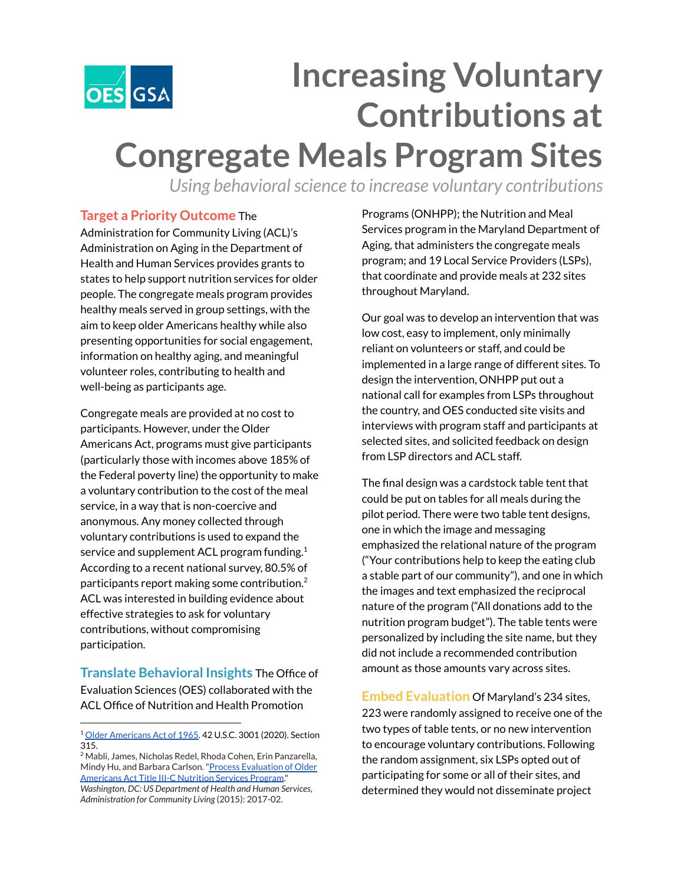# Increasing Voluntary Contributions at Congregate Meals Program Sites

*Using behavioral science to increase voluntary contributions*

**Target a Priority Outcome** The Administration for Community Living (ACL)'s Administration on Aging in the Department of Health and Human Services provides grants to states to help support nutrition services for older people. The congregate meals program provides healthy meals served in group settings, with the aim to keep older Americans healthy while also presenting opportunities for social engagement, information on healthy aging, and meaningful volunteer roles, contributing to health and well-being as participants age.

Congregate meals are provided at no cost to participants. However, under the Older Americans Act, programs must give participants (particularly those with incomes above 185% of the Federal poverty line) the opportunity to make a voluntary contribution to the cost of the meal service, in a way that is non-coercive and anonymous. Any money collected through voluntary contributions is used to expand the service and supplement ACL program funding.[1] According to a recent national survey, 80.5% of participants report making some contribution.[2] ACL was interested in building evidence about effective strategies to ask for voluntary contributions, without compromising participation.

**Translate Behavioral Insights** The Office of Evaluation Sciences (OES) collaborated with the ACL Office of Nutrition and Health Promotion Programs (ONHPP); the Nutrition and Meal Services program in the Maryland Department of Aging, that administers the congregate meals program; and 19 Local Service Providers (LSPs), that coordinate and provide meals at 232 sites throughout Maryland.

Our goal was to develop an intervention that was low cost, easy to implement, only minimally reliant on volunteers or staff, and could be implemented in a large range of different sites. To design the intervention, ONHPP put out a national call for examples from LSPs throughout the country, and OES conducted site visits and interviews with program staff and participants at selected sites, and solicited feedback on design from LSP directors and ACL staff.

The final design was a cardstock table tent that could be put on tables for all meals during the pilot period. There were two table tent designs, one in which the image and messaging emphasized the relational nature of the program ("Your contributions help to keep the eating club a stable part of our community"), and one in which the images and text emphasized the reciprocal nature of the program ("All donations add to the nutrition program budget"). The table tents were personalized by including the site name, but they did not include a recommended contribution amount as those amounts vary across sites.

**Embed Evaluation** Of Maryland's 234 sites, 223 were randomly assigned to receive one of the two types of table tents, or no new intervention to encourage voluntary contributions. Following the random assignment, six LSPs opted out of participating for some or all of their sites, and determined they would not disseminate project

---

[1] Older Americans Act of 1965. 42 U.S.C. 3001 (2020). Section 315.

[2] Mabli, James, Nicholas Redel, Rhoda Cohen, Erin Panzarella, Mindy Hu, and Barbara Carlson. "Process Evaluation of Older Americans Act Title III-C Nutrition Services Program." *Washington, DC: US Department of Health and Human Services, Administration for Community Living* (2015): 2017-02.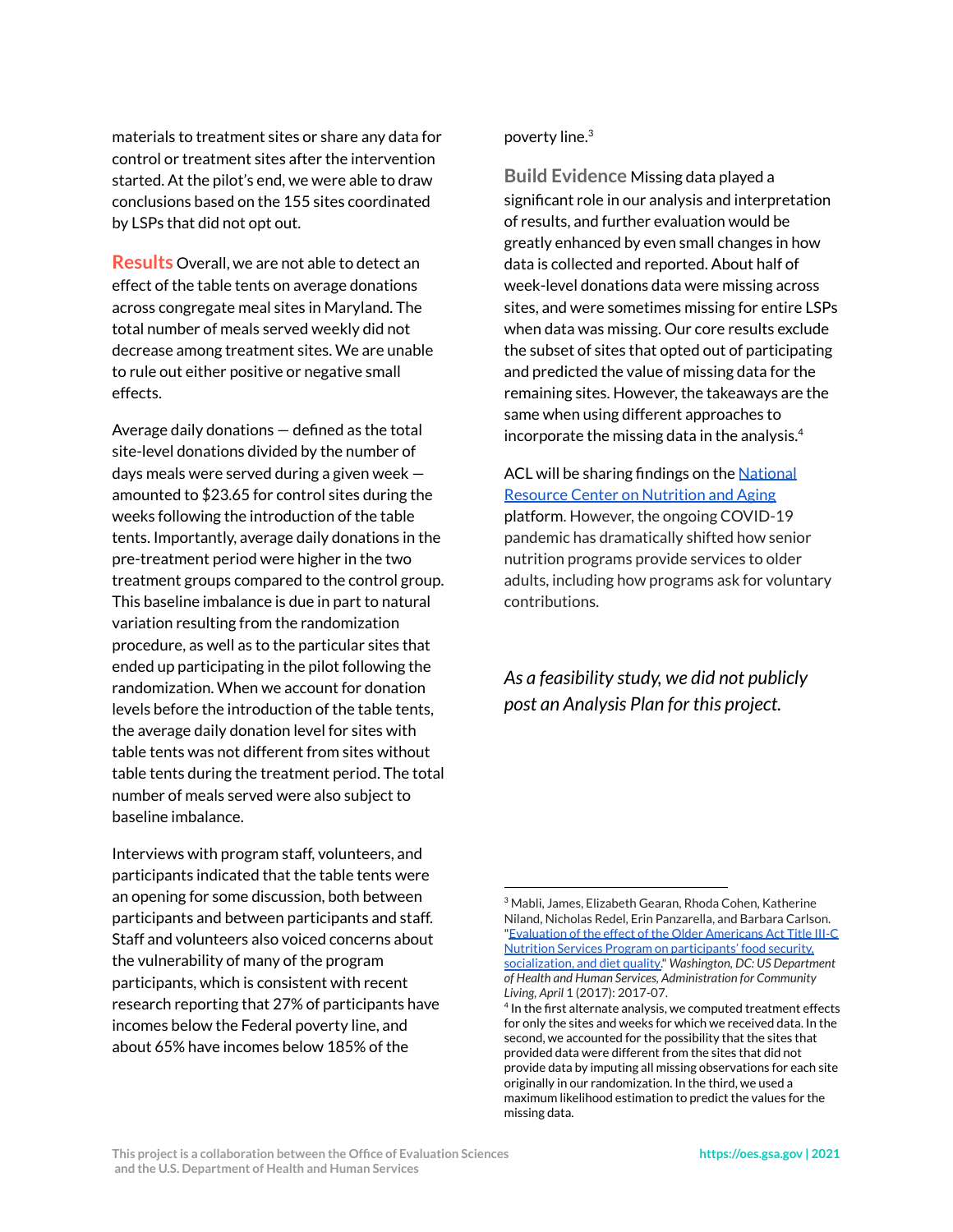materials to treatment sites or share any data for control or treatment sites after the intervention started. At the pilot's end, we were able to draw conclusions based on the 155 sites coordinated by LSPs that did not opt out.

**Results** Overall, we are not able to detect an effect of the table tents on average donations across congregate meal sites in Maryland. The total number of meals served weekly did not decrease among treatment sites. We are unable to rule out either positive or negative small effects.

Average daily donations — defined as the total site-level donations divided by the number of days meals were served during a given week — amounted to $23.65 for control sites during the weeks following the introduction of the table tents. Importantly, average daily donations in the pre-treatment period were higher in the two treatment groups compared to the control group. This baseline imbalance is due in part to natural variation resulting from the randomization procedure, as well as to the particular sites that ended up participating in the pilot following the randomization. When we account for donation levels before the introduction of the table tents, the average daily donation level for sites with table tents was not different from sites without table tents during the treatment period. The total number of meals served were also subject to baseline imbalance.

Interviews with program staff, volunteers, and participants indicated that the table tents were an opening for some discussion, both between participants and between participants and staff. Staff and volunteers also voiced concerns about the vulnerability of many of the program participants, which is consistent with recent research reporting that 27% of participants have incomes below the Federal poverty line, and about 65% have incomes below 185% of the poverty line.[3]

**Build Evidence** Missing data played a significant role in our analysis and interpretation of results, and further evaluation would be greatly enhanced by even small changes in how data is collected and reported. About half of week-level donations data were missing across sites, and were sometimes missing for entire LSPs when data was missing. Our core results exclude the subset of sites that opted out of participating and predicted the value of missing data for the remaining sites. However, the takeaways are the same when using different approaches to incorporate the missing data in the analysis.[4]

ACL will be sharing findings on the [National Resource Center on Nutrition and Aging](National Resource Center on Nutrition and Aging) platform. However, the ongoing COVID-19 pandemic has dramatically shifted how senior nutrition programs provide services to older adults, including how programs ask for voluntary contributions.

*As a feasibility study, we did not publicly post an Analysis Plan for this project.*

---

[3] Mabli, James, Elizabeth Gearan, Rhoda Cohen, Katherine Niland, Nicholas Redel, Erin Panzarella, and Barbara Carlson. "Evaluation of the effect of the Older Americans Act Title III-C Nutrition Services Program on participants' food security, socialization, and diet quality." *Washington, DC: US Department of Health and Human Services, Administration for Community Living, April* 1 (2017): 2017-07.

[4] In the first alternate analysis, we computed treatment effects for only the sites and weeks for which we received data. In the second, we accounted for the possibility that the sites that provided data were different from the sites that did not provide data by imputing all missing observations for each site originally in our randomization. In the third, we used a maximum likelihood estimation to predict the values for the missing data.